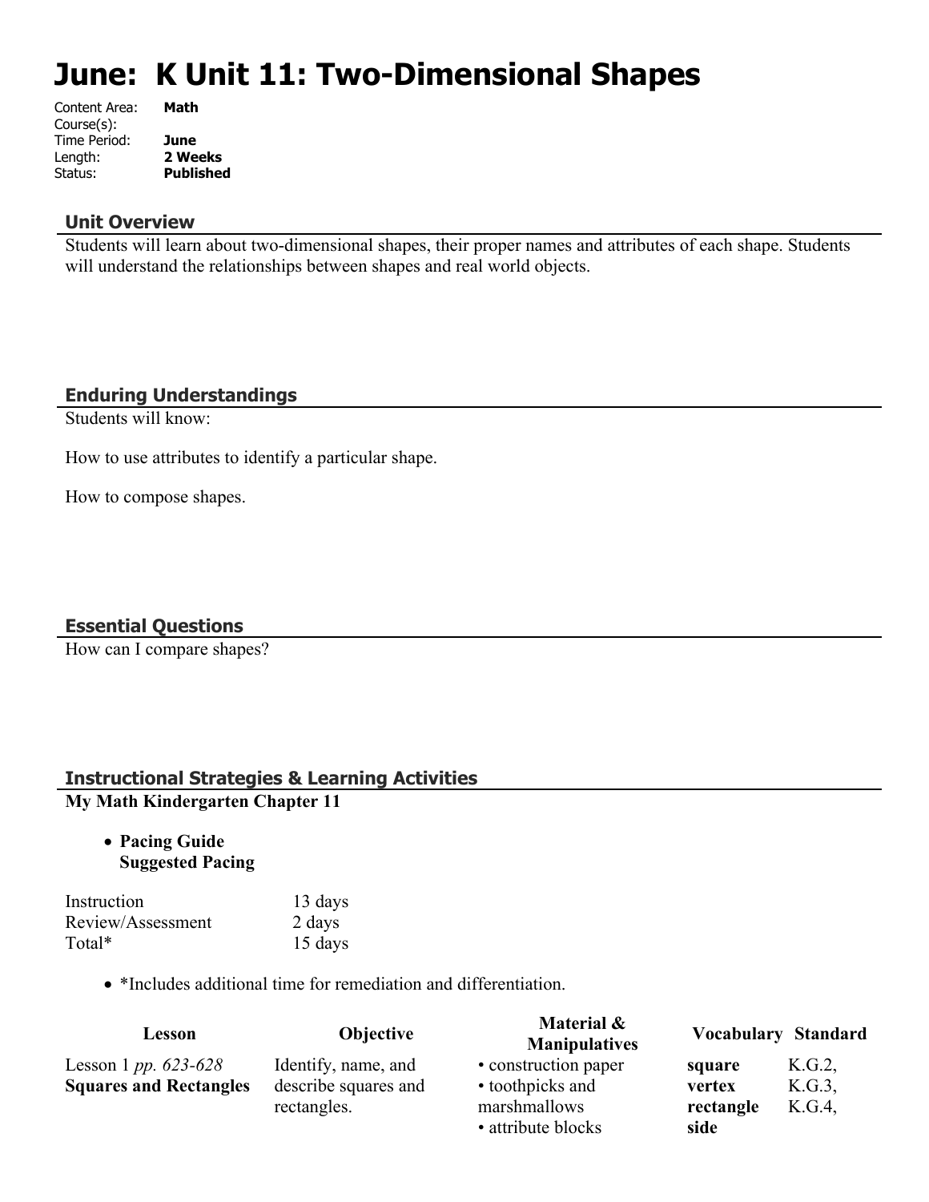# June: K Unit 11: Two-Dimensional Shapes

Content Area: **Math**
Course(s):
Time Period: **June**
Length: **2 Weeks**
Status: **Published**

## Unit Overview

Students will learn about two-dimensional shapes, their proper names and attributes of each shape. Students will understand the relationships between shapes and real world objects.

## Enduring Understandings

Students will know:

How to use attributes to identify a particular shape.

How to compose shapes.

## Essential Questions

How can I compare shapes?

## Instructional Strategies & Learning Activities

**My Math Kindergarten Chapter 11**

- **Pacing Guide**
  **Suggested Pacing**

| | |
|---|---|
| Instruction | 13 days |
| Review/Assessment | 2 days |
| Total* | 15 days |

- *Includes additional time for remediation and differentiation.

| Lesson | Objective | Material & Manipulatives | Vocabulary | Standard |
|---|---|---|---|---|
| Lesson 1 *pp. 623-628* **Squares and Rectangles** | Identify, name, and describe squares and rectangles. | • construction paper • toothpicks and marshmallows • attribute blocks | **square vertex rectangle side** | K.G.2, K.G.3, K.G.4, |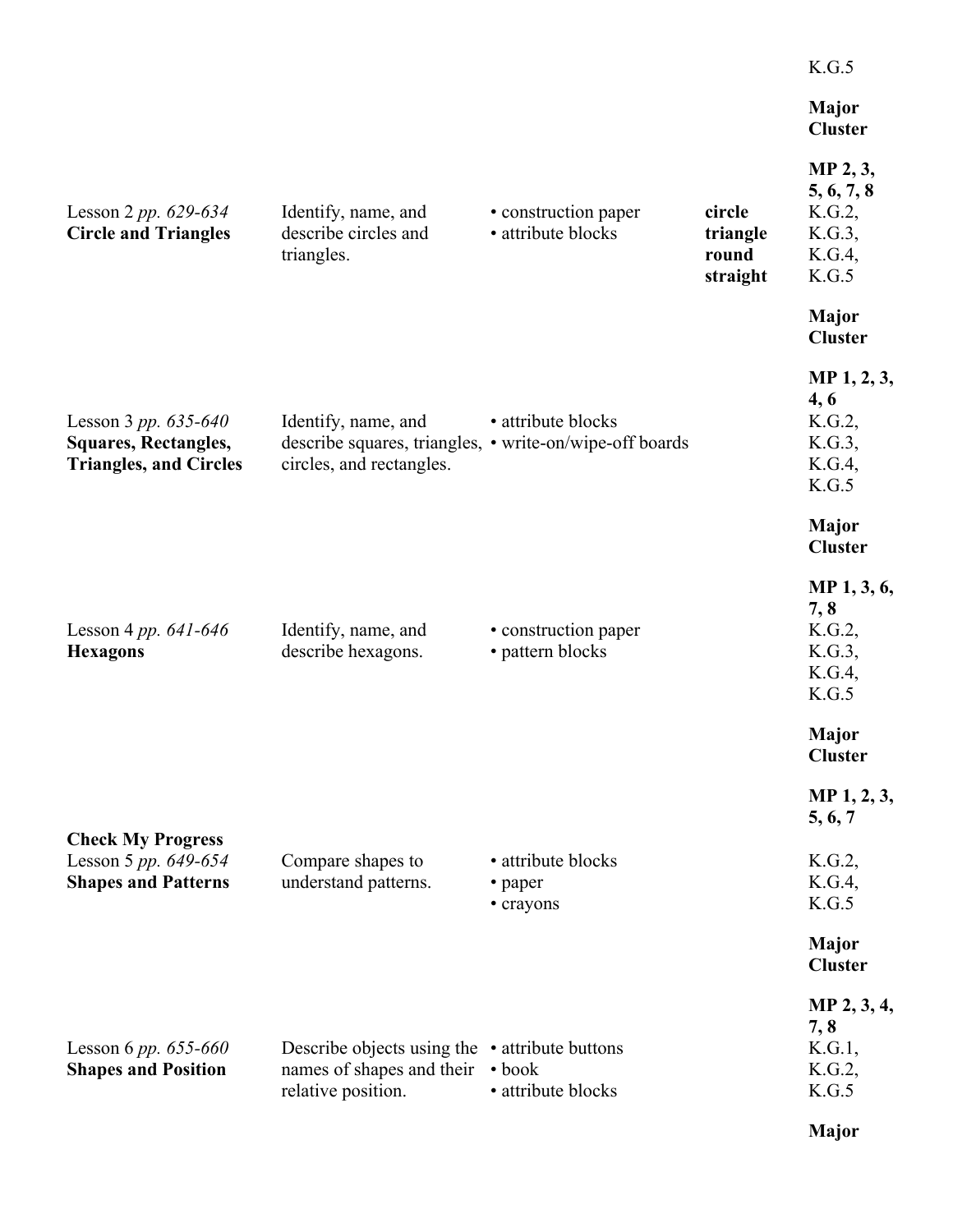| | | | | |
|---|---|---|---|---|
| | | | | K.G.5<br><br>**Major Cluster**<br><br>**MP 2, 3, 5, 6, 7, 8** |
| Lesson 2 *pp. 629-634*<br>**Circle and Triangles** | Identify, name, and describe circles and triangles. | • construction paper<br>• attribute blocks | **circle**<br>**triangle**<br>**round**<br>**straight** | K.G.2,<br>K.G.3,<br>K.G.4,<br>K.G.5<br><br>**Major Cluster**<br><br>**MP 1, 2, 3, 4, 6** |
| Lesson 3 *pp. 635-640*<br>**Squares, Rectangles, Triangles, and Circles** | Identify, name, and describe squares, triangles, circles, and rectangles. | • attribute blocks<br>• write-on/wipe-off boards | | K.G.2,<br>K.G.3,<br>K.G.4,<br>K.G.5<br><br>**Major Cluster**<br><br>**MP 1, 3, 6, 7, 8** |
| Lesson 4 *pp. 641-646*<br>**Hexagons** | Identify, name, and describe hexagons. | • construction paper<br>• pattern blocks | | K.G.2,<br>K.G.3,<br>K.G.4,<br>K.G.5<br><br>**Major Cluster**<br><br>**MP 1, 2, 3, 5, 6, 7** |
| **Check My Progress**<br>Lesson 5 *pp. 649-654*<br>**Shapes and Patterns** | Compare shapes to understand patterns. | • attribute blocks<br>• paper<br>• crayons | | K.G.2,<br>K.G.4,<br>K.G.5<br><br>**Major Cluster**<br><br>**MP 2, 3, 4, 7, 8** |
| Lesson 6 *pp. 655-660*<br>**Shapes and Position** | Describe objects using the names of shapes and their relative position. | • attribute buttons<br>• book<br>• attribute blocks | | K.G.1,<br>K.G.2,<br>K.G.5<br><br>**Major** |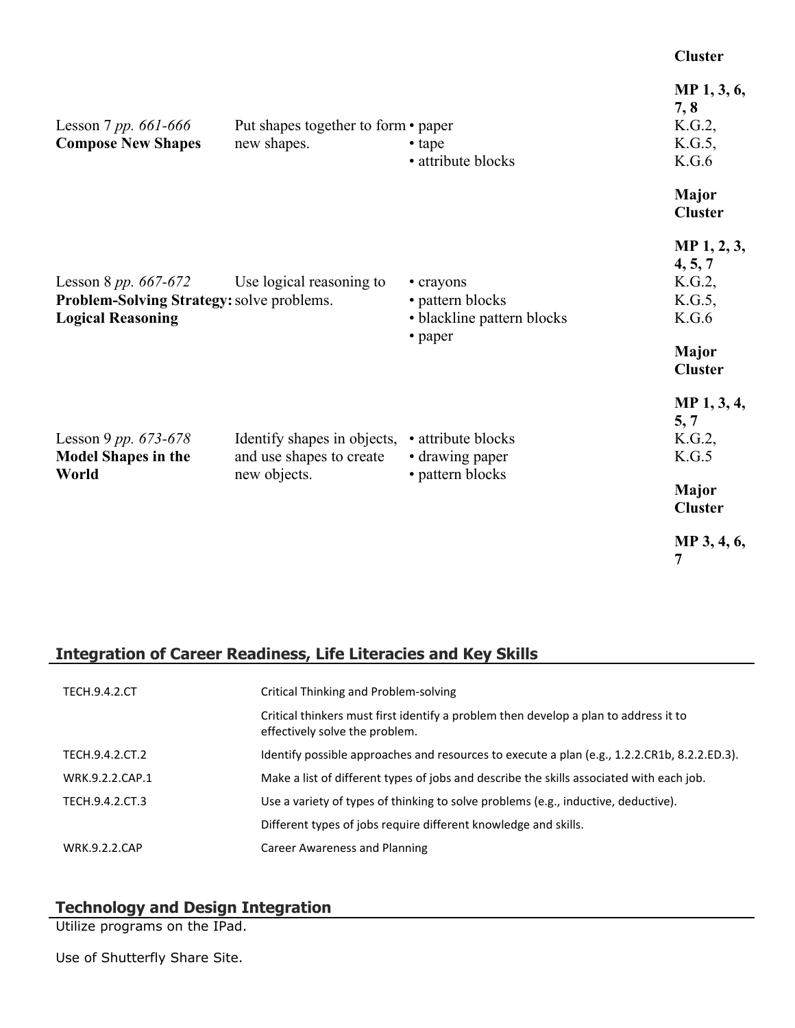| | | | |
|---|---|---|---|
| | | | **Cluster**<br><br>**MP 1, 3, 6, 7, 8** |
| Lesson 7 *pp. 661-666*<br>**Compose New Shapes** | Put shapes together to form new shapes. | • paper<br>• tape<br>• attribute blocks | K.G.2,<br>K.G.5,<br>K.G.6<br><br>**Major Cluster**<br><br>**MP 1, 2, 3, 4, 5, 7** |
| Lesson 8 *pp. 667-672*<br>**Problem-Solving Strategy: Logical Reasoning** | Use logical reasoning to solve problems. | • crayons<br>• pattern blocks<br>• blackline pattern blocks<br>• paper | K.G.2,<br>K.G.5,<br>K.G.6<br><br>**Major Cluster**<br><br>**MP 1, 3, 4, 5, 7** |
| Lesson 9 *pp. 673-678*<br>**Model Shapes in the World** | Identify shapes in objects, and use shapes to create new objects. | • attribute blocks<br>• drawing paper<br>• pattern blocks | K.G.2,<br>K.G.5<br><br>**Major Cluster**<br><br>**MP 3, 4, 6, 7** |

## Integration of Career Readiness, Life Literacies and Key Skills

| | |
|---|---|
| TECH.9.4.2.CT | Critical Thinking and Problem-solving |
| | Critical thinkers must first identify a problem then develop a plan to address it to effectively solve the problem. |
| TECH.9.4.2.CT.2 | Identify possible approaches and resources to execute a plan (e.g., 1.2.2.CR1b, 8.2.2.ED.3). |
| WRK.9.2.2.CAP.1 | Make a list of different types of jobs and describe the skills associated with each job. |
| TECH.9.4.2.CT.3 | Use a variety of types of thinking to solve problems (e.g., inductive, deductive). |
| | Different types of jobs require different knowledge and skills. |
| WRK.9.2.2.CAP | Career Awareness and Planning |

## Technology and Design Integration

Utilize programs on the IPad.

Use of Shutterfly Share Site.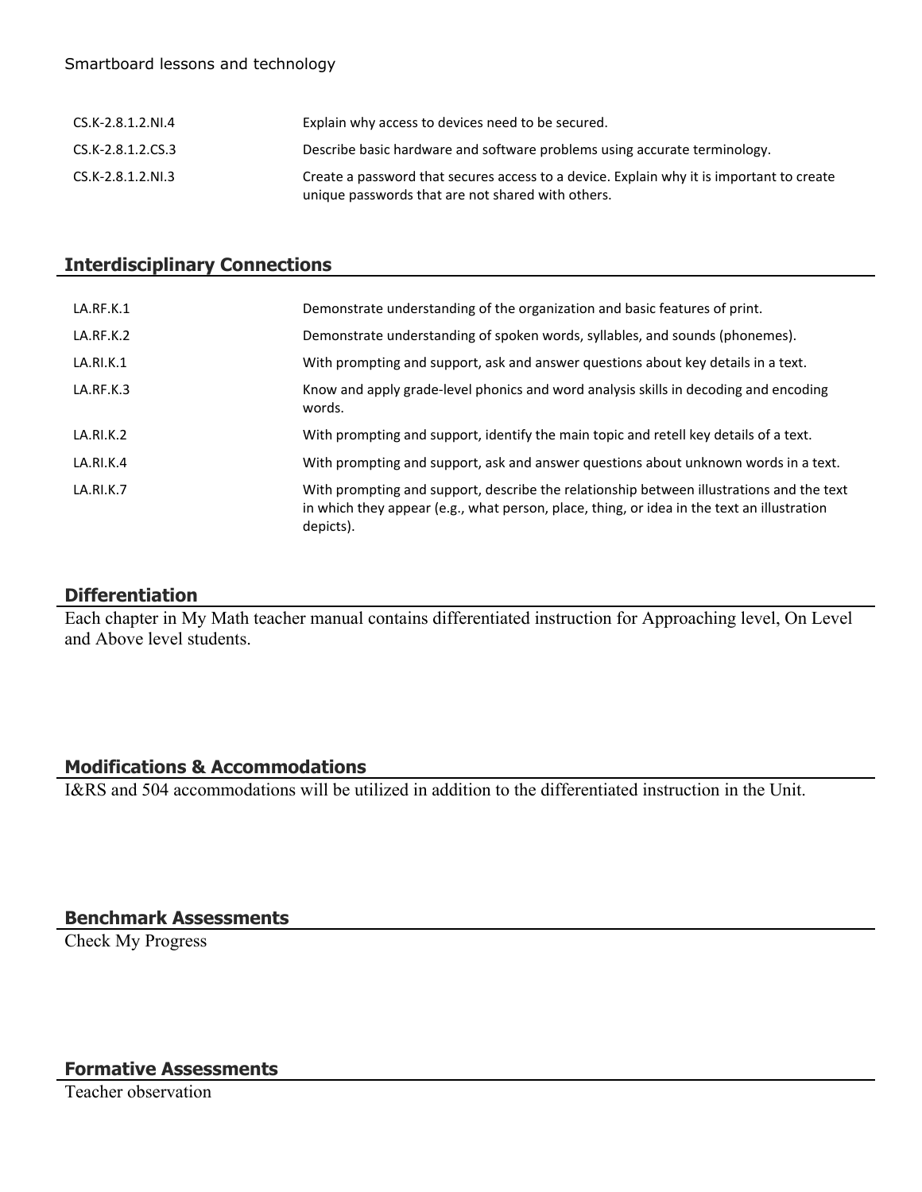Smartboard lessons and technology

| | |
|---|---|
| CS.K-2.8.1.2.NI.4 | Explain why access to devices need to be secured. |
| CS.K-2.8.1.2.CS.3 | Describe basic hardware and software problems using accurate terminology. |
| CS.K-2.8.1.2.NI.3 | Create a password that secures access to a device. Explain why it is important to create unique passwords that are not shared with others. |

## Interdisciplinary Connections

| | |
|---|---|
| LA.RF.K.1 | Demonstrate understanding of the organization and basic features of print. |
| LA.RF.K.2 | Demonstrate understanding of spoken words, syllables, and sounds (phonemes). |
| LA.RI.K.1 | With prompting and support, ask and answer questions about key details in a text. |
| LA.RF.K.3 | Know and apply grade-level phonics and word analysis skills in decoding and encoding words. |
| LA.RI.K.2 | With prompting and support, identify the main topic and retell key details of a text. |
| LA.RI.K.4 | With prompting and support, ask and answer questions about unknown words in a text. |
| LA.RI.K.7 | With prompting and support, describe the relationship between illustrations and the text in which they appear (e.g., what person, place, thing, or idea in the text an illustration depicts). |

## Differentiation

Each chapter in My Math teacher manual contains differentiated instruction for Approaching level, On Level and Above level students.

## Modifications & Accommodations

I&RS and 504 accommodations will be utilized in addition to the differentiated instruction in the Unit.

## Benchmark Assessments

Check My Progress

## Formative Assessments

Teacher observation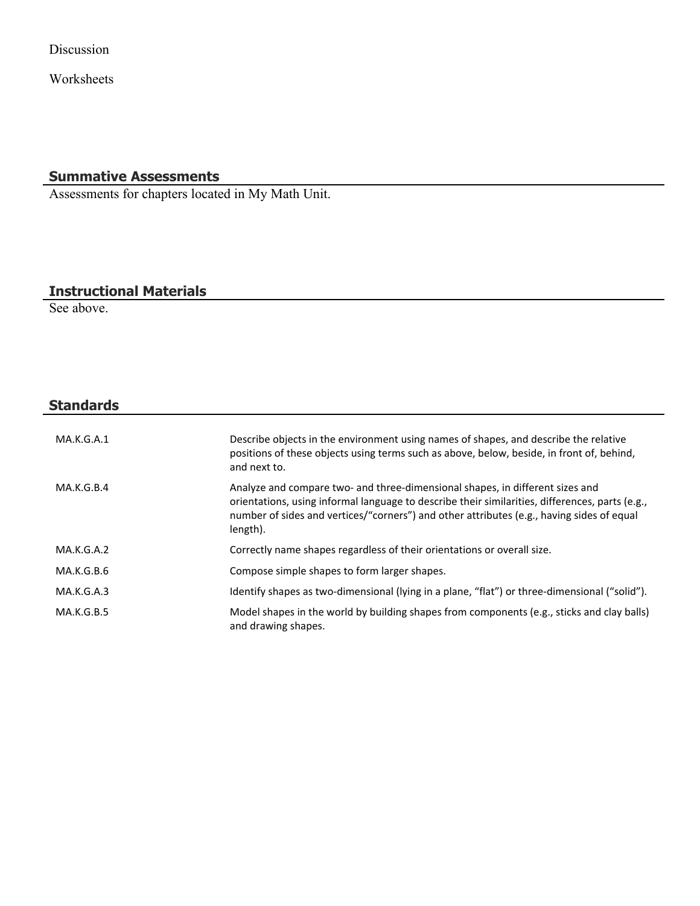Discussion

Worksheets

## Summative Assessments

Assessments for chapters located in My Math Unit.

## Instructional Materials

See above.

## Standards

| | |
|---|---|
| MA.K.G.A.1 | Describe objects in the environment using names of shapes, and describe the relative positions of these objects using terms such as above, below, beside, in front of, behind, and next to. |
| MA.K.G.B.4 | Analyze and compare two- and three-dimensional shapes, in different sizes and orientations, using informal language to describe their similarities, differences, parts (e.g., number of sides and vertices/"corners") and other attributes (e.g., having sides of equal length). |
| MA.K.G.A.2 | Correctly name shapes regardless of their orientations or overall size. |
| MA.K.G.B.6 | Compose simple shapes to form larger shapes. |
| MA.K.G.A.3 | Identify shapes as two-dimensional (lying in a plane, "flat") or three-dimensional ("solid"). |
| MA.K.G.B.5 | Model shapes in the world by building shapes from components (e.g., sticks and clay balls) and drawing shapes. |